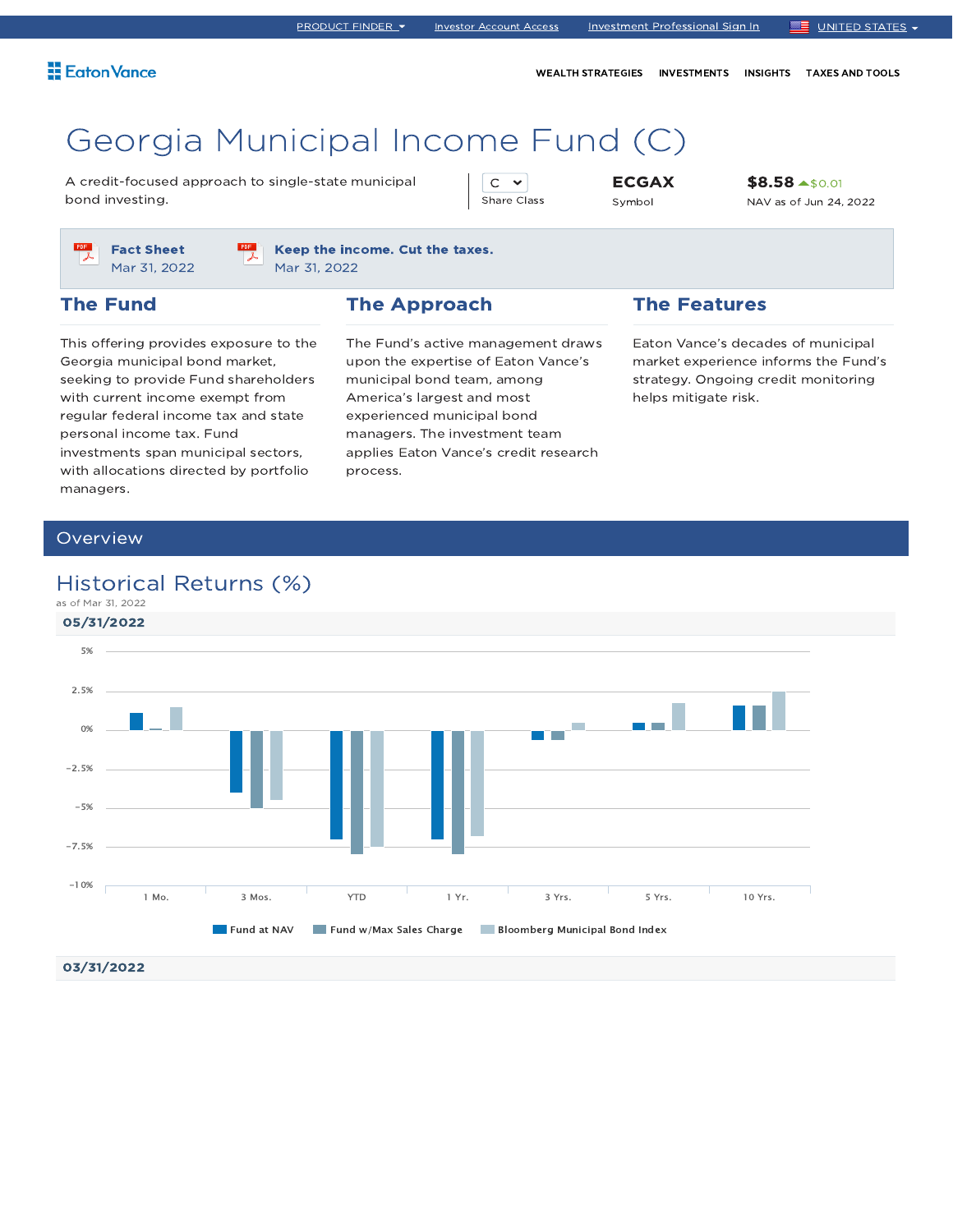PRODUCT FINDER | Investor Account Access | Investment Professional Sign In | UNITED STATES

Eaton Vance

WEALTH STRATEGIES | INVESTMENTS | INSIGHTS | TAXES AND TOOLS

# Georgia Municipal Income Fund (C)

A credit-focused approach to single-state municipal bond investing.

C
Share Class

**ECGAX**
Symbol

**$8.58** ▲$0.01
NAV as of Jun 24, 2022

**Fact Sheet**
Mar 31, 2022

**Keep the income. Cut the taxes.**
Mar 31, 2022

## The Fund

This offering provides exposure to the Georgia municipal bond market, seeking to provide Fund shareholders with current income exempt from regular federal income tax and state personal income tax. Fund investments span municipal sectors, with allocations directed by portfolio managers.

## The Approach

The Fund's active management draws upon the expertise of Eaton Vance's municipal bond team, among America's largest and most experienced municipal bond managers. The investment team applies Eaton Vance's credit research process.

## The Features

Eaton Vance's decades of municipal market experience informs the Fund's strategy. Ongoing credit monitoring helps mitigate risk.

## Overview

### Historical Returns (%)

as of Mar 31, 2022

**05/31/2022**

Chart: y-axis 5% to −10%; categories 1 Mo., 3 Mos., YTD, 1 Yr., 3 Yrs., 5 Yrs., 10 Yrs.

Legend: Fund at NAV | Fund w/Max Sales Charge | Bloomberg Municipal Bond Index

**03/31/2022**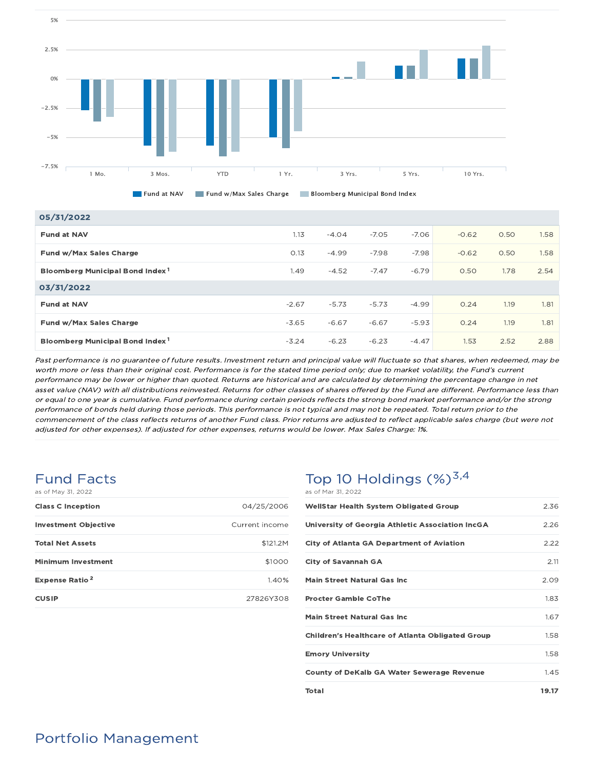| | 1 Mo. | 3 Mos. | YTD | 1 Yr. | 3 Yrs. | 5 Yrs. | 10 Yrs. |
|---|---|---|---|---|---|---|---|
| **05/31/2022** | | | | | | | |
| **Fund at NAV** | 1.13 | -4.04 | -7.05 | -7.06 | -0.62 | 0.50 | 1.58 |
| **Fund w/Max Sales Charge** | 0.13 | -4.99 | -7.98 | -7.98 | -0.62 | 0.50 | 1.58 |
| **Bloomberg Municipal Bond Index**[1] | 1.49 | -4.52 | -7.47 | -6.79 | 0.50 | 1.78 | 2.54 |
| **03/31/2022** | | | | | | | |
| **Fund at NAV** | -2.67 | -5.73 | -5.73 | -4.99 | 0.24 | 1.19 | 1.81 |
| **Fund w/Max Sales Charge** | -3.65 | -6.67 | -6.67 | -5.93 | 0.24 | 1.19 | 1.81 |
| **Bloomberg Municipal Bond Index**[1] | -3.24 | -6.23 | -6.23 | -4.47 | 1.53 | 2.52 | 2.88 |

*Past performance is no guarantee of future results. Investment return and principal value will fluctuate so that shares, when redeemed, may be worth more or less than their original cost. Performance is for the stated time period only; due to market volatility, the Fund's current performance may be lower or higher than quoted. Returns are historical and are calculated by determining the percentage change in net asset value (NAV) with all distributions reinvested. Returns for other classes of shares offered by the Fund are different. Performance less than or equal to one year is cumulative. Fund performance during certain periods reflects the strong bond market performance and/or the strong performance of bonds held during those periods. This performance is not typical and may not be repeated. Total return prior to the commencement of the class reflects returns of another Fund class. Prior returns are adjusted to reflect applicable sales charge (but were not adjusted for other expenses). If adjusted for other expenses, returns would be lower. Max Sales Charge: 1%.*

## Fund Facts

as of May 31, 2022

| | |
|---|---|
| **Class C Inception** | 04/25/2006 |
| **Investment Objective** | Current income |
| **Total Net Assets** | $121.2M |
| **Minimum Investment** | $1000 |
| **Expense Ratio**[2] | 1.40% |
| **CUSIP** | 27826Y308 |

## Top 10 Holdings (%)[3,4]

as of Mar 31, 2022

| | |
|---|---|
| **WellStar Health System Obligated Group** | 2.36 |
| **University of Georgia Athletic Association IncGA** | 2.26 |
| **City of Atlanta GA Department of Aviation** | 2.22 |
| **City of Savannah GA** | 2.11 |
| **Main Street Natural Gas Inc** | 2.09 |
| **Procter Gamble CoThe** | 1.83 |
| **Main Street Natural Gas Inc** | 1.67 |
| **Children's Healthcare of Atlanta Obligated Group** | 1.58 |
| **Emory University** | 1.58 |
| **County of DeKalb GA Water Sewerage Revenue** | 1.45 |
| **Total** | **19.17** |

## Portfolio Management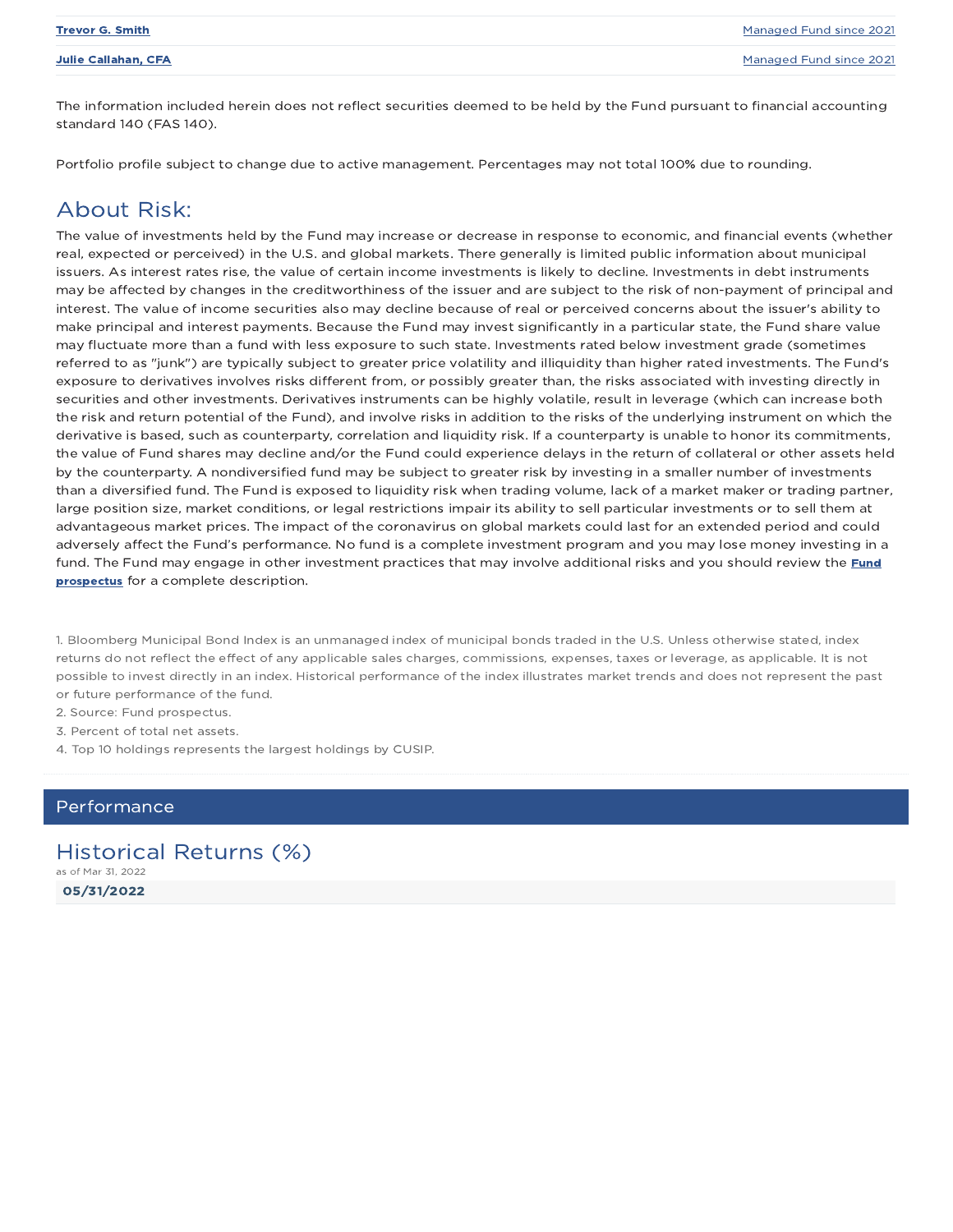| | |
|---|---|
| **Trevor G. Smith** | Managed Fund since 2021 |
| **Julie Callahan, CFA** | Managed Fund since 2021 |

The information included herein does not reflect securities deemed to be held by the Fund pursuant to financial accounting standard 140 (FAS 140).

Portfolio profile subject to change due to active management. Percentages may not total 100% due to rounding.

## About Risk:

The value of investments held by the Fund may increase or decrease in response to economic, and financial events (whether real, expected or perceived) in the U.S. and global markets. There generally is limited public information about municipal issuers. As interest rates rise, the value of certain income investments is likely to decline. Investments in debt instruments may be affected by changes in the creditworthiness of the issuer and are subject to the risk of non-payment of principal and interest. The value of income securities also may decline because of real or perceived concerns about the issuer's ability to make principal and interest payments. Because the Fund may invest significantly in a particular state, the Fund share value may fluctuate more than a fund with less exposure to such state. Investments rated below investment grade (sometimes referred to as "junk") are typically subject to greater price volatility and illiquidity than higher rated investments. The Fund's exposure to derivatives involves risks different from, or possibly greater than, the risks associated with investing directly in securities and other investments. Derivatives instruments can be highly volatile, result in leverage (which can increase both the risk and return potential of the Fund), and involve risks in addition to the risks of the underlying instrument on which the derivative is based, such as counterparty, correlation and liquidity risk. If a counterparty is unable to honor its commitments, the value of Fund shares may decline and/or the Fund could experience delays in the return of collateral or other assets held by the counterparty. A nondiversified fund may be subject to greater risk by investing in a smaller number of investments than a diversified fund. The Fund is exposed to liquidity risk when trading volume, lack of a market maker or trading partner, large position size, market conditions, or legal restrictions impair its ability to sell particular investments or to sell them at advantageous market prices. The impact of the coronavirus on global markets could last for an extended period and could adversely affect the Fund's performance. No fund is a complete investment program and you may lose money investing in a fund. The Fund may engage in other investment practices that may involve additional risks and you should review the **Fund prospectus** for a complete description.

1. Bloomberg Municipal Bond Index is an unmanaged index of municipal bonds traded in the U.S. Unless otherwise stated, index returns do not reflect the effect of any applicable sales charges, commissions, expenses, taxes or leverage, as applicable. It is not possible to invest directly in an index. Historical performance of the index illustrates market trends and does not represent the past or future performance of the fund.
2. Source: Fund prospectus.
3. Percent of total net assets.
4. Top 10 holdings represents the largest holdings by CUSIP.

## Performance

### Historical Returns (%)

as of Mar 31, 2022

**05/31/2022**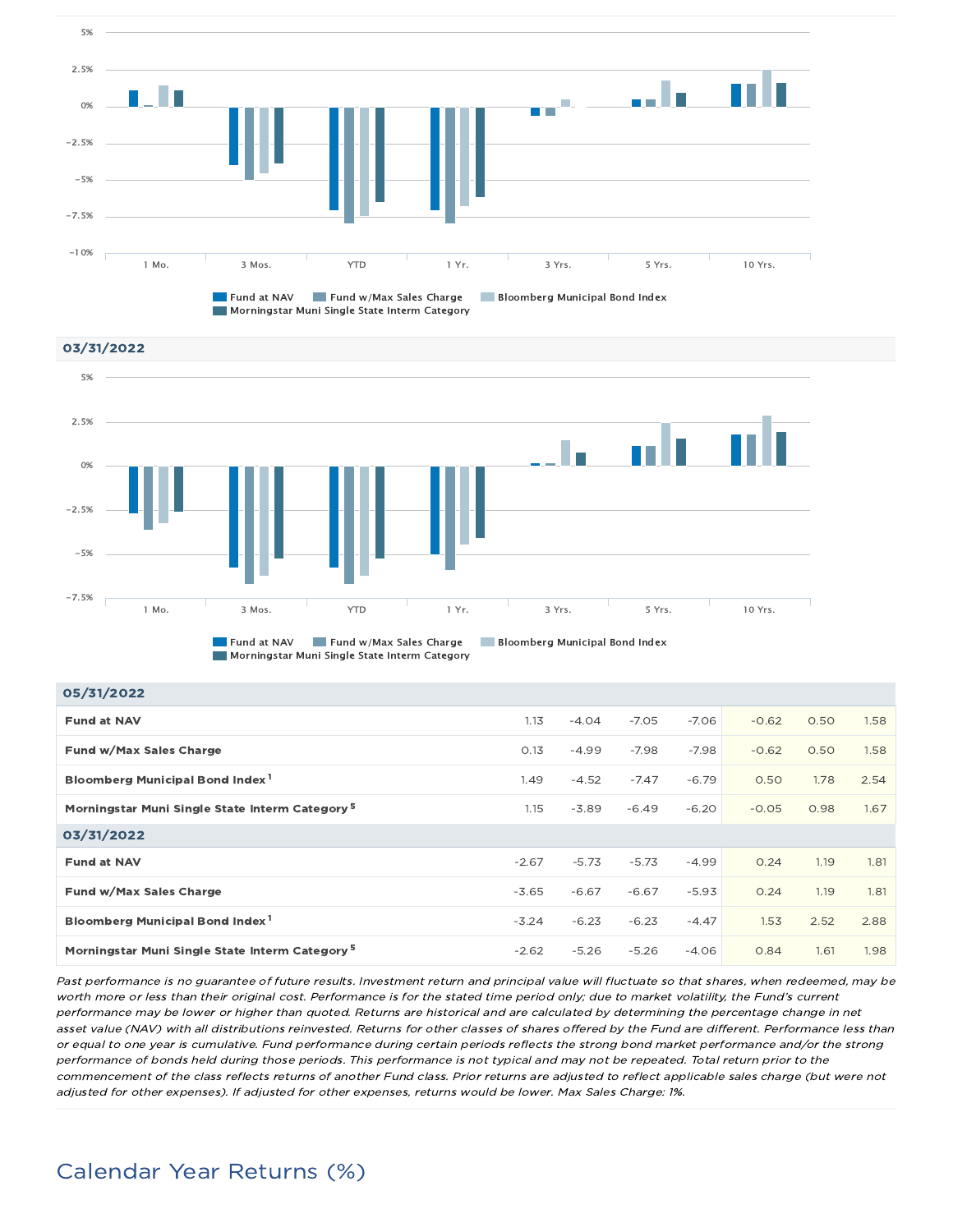Fund at NAV | Fund w/Max Sales Charge | Bloomberg Municipal Bond Index | Morningstar Muni Single State Interm Category

**03/31/2022**

Fund at NAV | Fund w/Max Sales Charge | Bloomberg Municipal Bond Index | Morningstar Muni Single State Interm Category

| | 1 Mo. | 3 Mos. | YTD | 1 Yr. | 3 Yrs. | 5 Yrs. | 10 Yrs. |
|---|---|---|---|---|---|---|---|
| **05/31/2022** | | | | | | | |
| **Fund at NAV** | 1.13 | -4.04 | -7.05 | -7.06 | -0.62 | 0.50 | 1.58 |
| **Fund w/Max Sales Charge** | 0.13 | -4.99 | -7.98 | -7.98 | -0.62 | 0.50 | 1.58 |
| **Bloomberg Municipal Bond Index**[1] | 1.49 | -4.52 | -7.47 | -6.79 | 0.50 | 1.78 | 2.54 |
| **Morningstar Muni Single State Interm Category**[5] | 1.15 | -3.89 | -6.49 | -6.20 | -0.05 | 0.98 | 1.67 |
| **03/31/2022** | | | | | | | |
| **Fund at NAV** | -2.67 | -5.73 | -5.73 | -4.99 | 0.24 | 1.19 | 1.81 |
| **Fund w/Max Sales Charge** | -3.65 | -6.67 | -6.67 | -5.93 | 0.24 | 1.19 | 1.81 |
| **Bloomberg Municipal Bond Index**[1] | -3.24 | -6.23 | -6.23 | -4.47 | 1.53 | 2.52 | 2.88 |
| **Morningstar Muni Single State Interm Category**[5] | -2.62 | -5.26 | -5.26 | -4.06 | 0.84 | 1.61 | 1.98 |

*Past performance is no guarantee of future results. Investment return and principal value will fluctuate so that shares, when redeemed, may be worth more or less than their original cost. Performance is for the stated time period only; due to market volatility, the Fund's current performance may be lower or higher than quoted. Returns are historical and are calculated by determining the percentage change in net asset value (NAV) with all distributions reinvested. Returns for other classes of shares offered by the Fund are different. Performance less than or equal to one year is cumulative. Fund performance during certain periods reflects the strong bond market performance and/or the strong performance of bonds held during those periods. This performance is not typical and may not be repeated. Total return prior to the commencement of the class reflects returns of another Fund class. Prior returns are adjusted to reflect applicable sales charge (but were not adjusted for other expenses). If adjusted for other expenses, returns would be lower. Max Sales Charge: 1%.*

## Calendar Year Returns (%)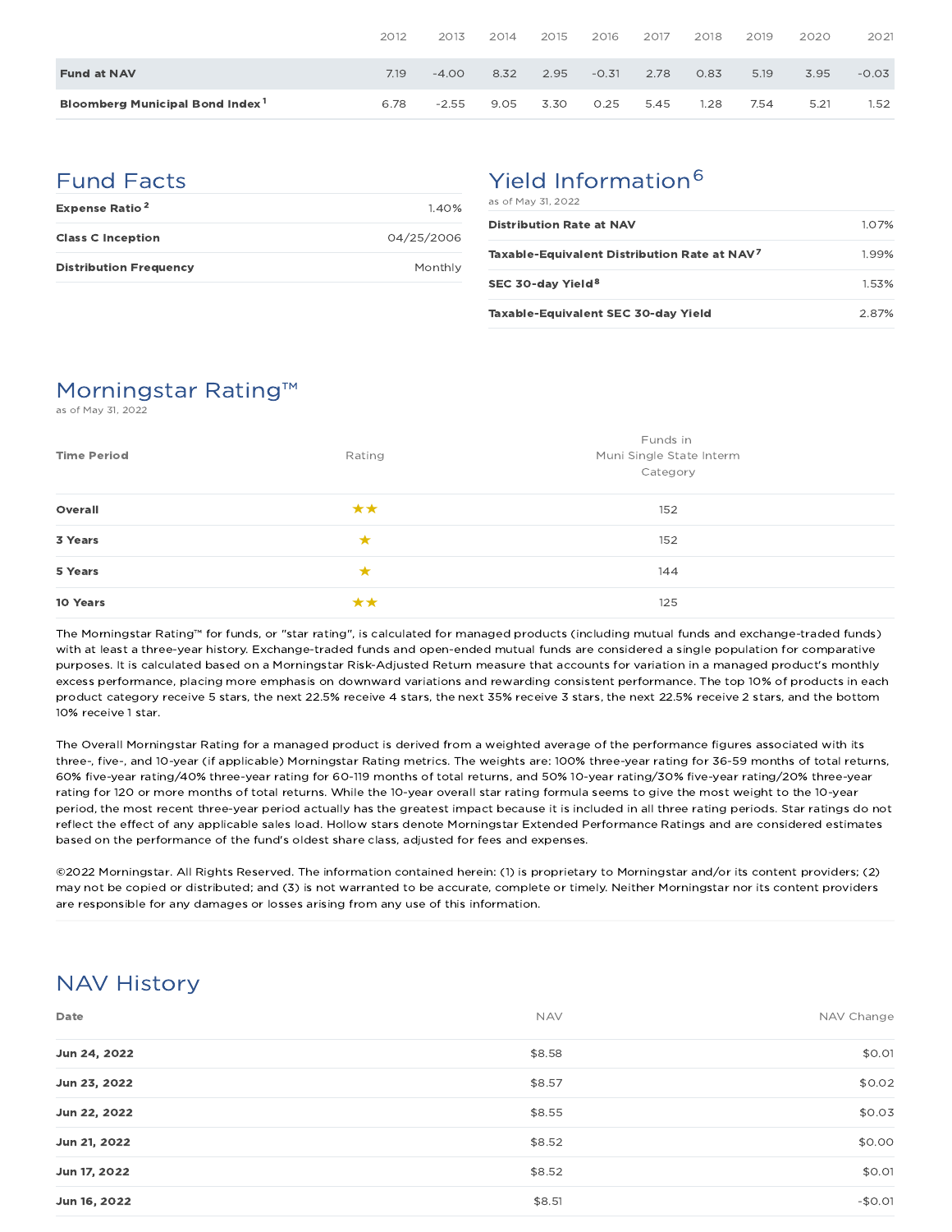| | 2012 | 2013 | 2014 | 2015 | 2016 | 2017 | 2018 | 2019 | 2020 | 2021 |
|---|---|---|---|---|---|---|---|---|---|---|
| **Fund at NAV** | 7.19 | -4.00 | 8.32 | 2.95 | -0.31 | 2.78 | 0.83 | 5.19 | 3.95 | -0.03 |
| **Bloomberg Municipal Bond Index**[1] | 6.78 | -2.55 | 9.05 | 3.30 | 0.25 | 5.45 | 1.28 | 7.54 | 5.21 | 1.52 |

## Fund Facts

| | |
|---|---|
| **Expense Ratio**[2] | 1.40% |
| **Class C Inception** | 04/25/2006 |
| **Distribution Frequency** | Monthly |

## Yield Information[6]

as of May 31, 2022

| | |
|---|---|
| **Distribution Rate at NAV** | 1.07% |
| **Taxable-Equivalent Distribution Rate at NAV**[7] | 1.99% |
| **SEC 30-day Yield**[8] | 1.53% |
| **Taxable-Equivalent SEC 30-day Yield** | 2.87% |

## Morningstar Rating™

as of May 31, 2022

| Time Period | Rating | Funds in Muni Single State Interm Category |
|---|---|---|
| **Overall** | ★★ | 152 |
| **3 Years** | ★ | 152 |
| **5 Years** | ★ | 144 |
| **10 Years** | ★★ | 125 |

The Morningstar Rating™ for funds, or "star rating", is calculated for managed products (including mutual funds and exchange-traded funds) with at least a three-year history. Exchange-traded funds and open-ended mutual funds are considered a single population for comparative purposes. It is calculated based on a Morningstar Risk-Adjusted Return measure that accounts for variation in a managed product's monthly excess performance, placing more emphasis on downward variations and rewarding consistent performance. The top 10% of products in each product category receive 5 stars, the next 22.5% receive 4 stars, the next 35% receive 3 stars, the next 22.5% receive 2 stars, and the bottom 10% receive 1 star.

The Overall Morningstar Rating for a managed product is derived from a weighted average of the performance figures associated with its three-, five-, and 10-year (if applicable) Morningstar Rating metrics. The weights are: 100% three-year rating for 36-59 months of total returns, 60% five-year rating/40% three-year rating for 60-119 months of total returns, and 50% 10-year rating/30% five-year rating/20% three-year rating for 120 or more months of total returns. While the 10-year overall star rating formula seems to give the most weight to the 10-year period, the most recent three-year period actually has the greatest impact because it is included in all three rating periods. Star ratings do not reflect the effect of any applicable sales load. Hollow stars denote Morningstar Extended Performance Ratings and are considered estimates based on the performance of the fund's oldest share class, adjusted for fees and expenses.

©2022 Morningstar. All Rights Reserved. The information contained herein: (1) is proprietary to Morningstar and/or its content providers; (2) may not be copied or distributed; and (3) is not warranted to be accurate, complete or timely. Neither Morningstar nor its content providers are responsible for any damages or losses arising from any use of this information.

## NAV History

| Date | NAV | NAV Change |
|---|---|---|
| **Jun 24, 2022** | $8.58 | $0.01 |
| **Jun 23, 2022** | $8.57 | $0.02 |
| **Jun 22, 2022** | $8.55 | $0.03 |
| **Jun 21, 2022** | $8.52 | $0.00 |
| **Jun 17, 2022** | $8.52 | $0.01 |
| **Jun 16, 2022** | $8.51 | -$0.01 |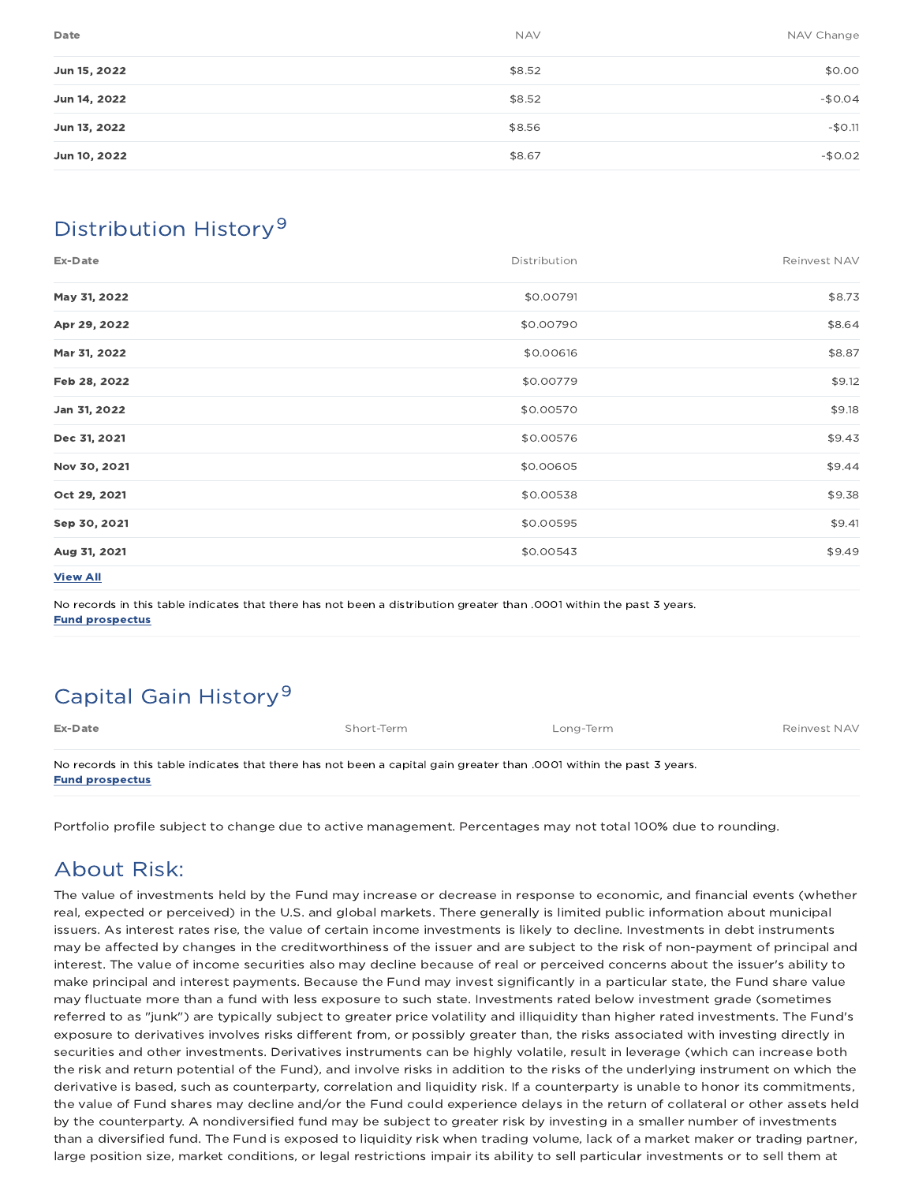| Date | NAV | NAV Change |
| --- | --- | --- |
| **Jun 15, 2022** | $8.52 | $0.00 |
| **Jun 14, 2022** | $8.52 | -$0.04 |
| **Jun 13, 2022** | $8.56 | -$0.11 |
| **Jun 10, 2022** | $8.67 | -$0.02 |

## Distribution History[9]

| Ex-Date | Distribution | Reinvest NAV |
| --- | --- | --- |
| **May 31, 2022** | $0.00791 | $8.73 |
| **Apr 29, 2022** | $0.00790 | $8.64 |
| **Mar 31, 2022** | $0.00616 | $8.87 |
| **Feb 28, 2022** | $0.00779 | $9.12 |
| **Jan 31, 2022** | $0.00570 | $9.18 |
| **Dec 31, 2021** | $0.00576 | $9.43 |
| **Nov 30, 2021** | $0.00605 | $9.44 |
| **Oct 29, 2021** | $0.00538 | $9.38 |
| **Sep 30, 2021** | $0.00595 | $9.41 |
| **Aug 31, 2021** | $0.00543 | $9.49 |

**View All**

No records in this table indicates that there has not been a distribution greater than .0001 within the past 3 years.
**Fund prospectus**

## Capital Gain History[9]

| Ex-Date | Short-Term | Long-Term | Reinvest NAV |
| --- | --- | --- | --- |

No records in this table indicates that there has not been a capital gain greater than .0001 within the past 3 years.
**Fund prospectus**

Portfolio profile subject to change due to active management. Percentages may not total 100% due to rounding.

## About Risk:

The value of investments held by the Fund may increase or decrease in response to economic, and financial events (whether real, expected or perceived) in the U.S. and global markets. There generally is limited public information about municipal issuers. As interest rates rise, the value of certain income investments is likely to decline. Investments in debt instruments may be affected by changes in the creditworthiness of the issuer and are subject to the risk of non-payment of principal and interest. The value of income securities also may decline because of real or perceived concerns about the issuer's ability to make principal and interest payments. Because the Fund may invest significantly in a particular state, the Fund share value may fluctuate more than a fund with less exposure to such state. Investments rated below investment grade (sometimes referred to as "junk") are typically subject to greater price volatility and illiquidity than higher rated investments. The Fund's exposure to derivatives involves risks different from, or possibly greater than, the risks associated with investing directly in securities and other investments. Derivatives instruments can be highly volatile, result in leverage (which can increase both the risk and return potential of the Fund), and involve risks in addition to the risks of the underlying instrument on which the derivative is based, such as counterparty, correlation and liquidity risk. If a counterparty is unable to honor its commitments, the value of Fund shares may decline and/or the Fund could experience delays in the return of collateral or other assets held by the counterparty. A nondiversified fund may be subject to greater risk by investing in a smaller number of investments than a diversified fund. The Fund is exposed to liquidity risk when trading volume, lack of a market maker or trading partner, large position size, market conditions, or legal restrictions impair its ability to sell particular investments or to sell them at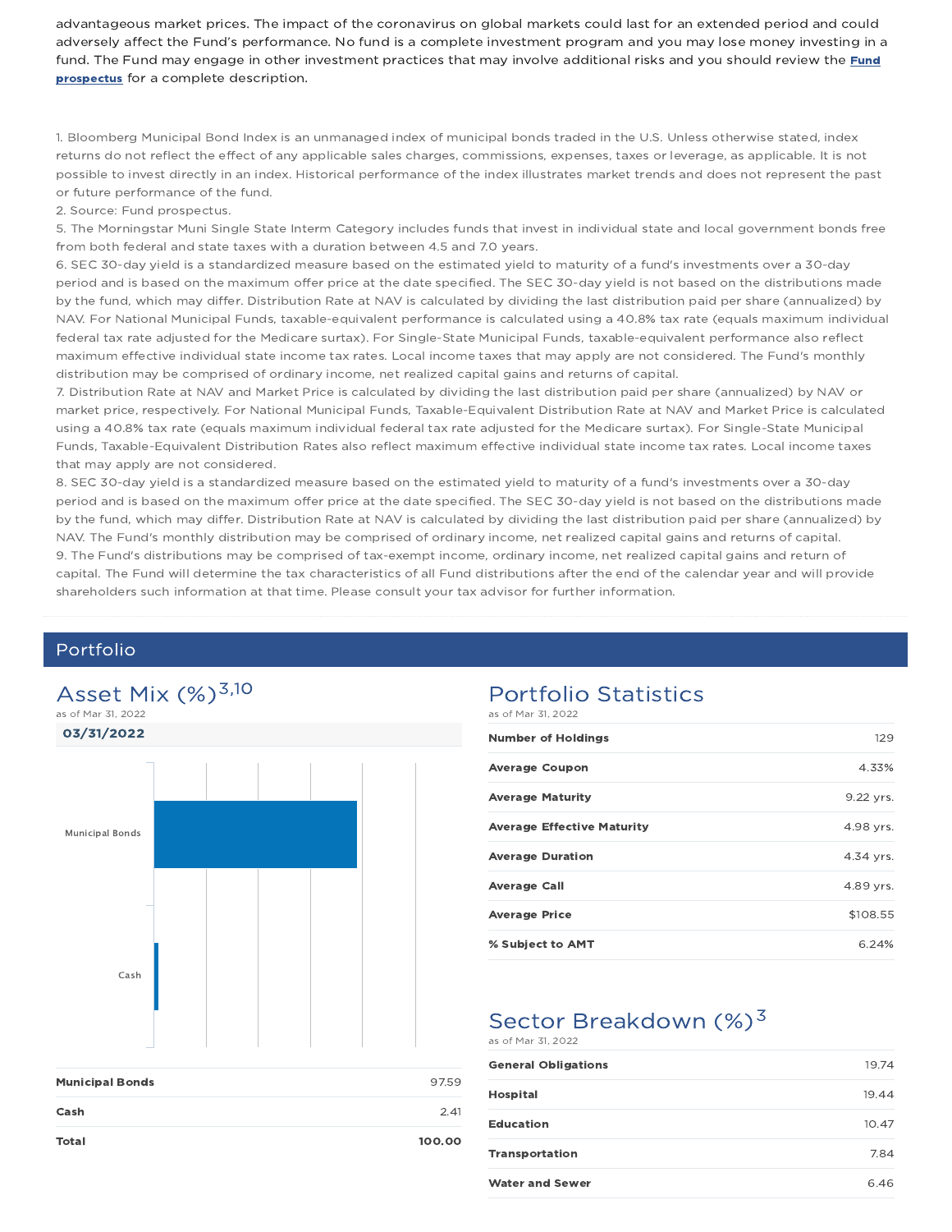advantageous market prices. The impact of the coronavirus on global markets could last for an extended period and could adversely affect the Fund's performance. No fund is a complete investment program and you may lose money investing in a fund. The Fund may engage in other investment practices that may involve additional risks and you should review the **Fund prospectus** for a complete description.

1. Bloomberg Municipal Bond Index is an unmanaged index of municipal bonds traded in the U.S. Unless otherwise stated, index returns do not reflect the effect of any applicable sales charges, commissions, expenses, taxes or leverage, as applicable. It is not possible to invest directly in an index. Historical performance of the index illustrates market trends and does not represent the past or future performance of the fund.
2. Source: Fund prospectus.
5. The Morningstar Muni Single State Interm Category includes funds that invest in individual state and local government bonds free from both federal and state taxes with a duration between 4.5 and 7.0 years.
6. SEC 30-day yield is a standardized measure based on the estimated yield to maturity of a fund's investments over a 30-day period and is based on the maximum offer price at the date specified. The SEC 30-day yield is not based on the distributions made by the fund, which may differ. Distribution Rate at NAV is calculated by dividing the last distribution paid per share (annualized) by NAV. For National Municipal Funds, taxable-equivalent performance is calculated using a 40.8% tax rate (equals maximum individual federal tax rate adjusted for the Medicare surtax). For Single-State Municipal Funds, taxable-equivalent performance also reflect maximum effective individual state income tax rates. Local income taxes that may apply are not considered. The Fund's monthly distribution may be comprised of ordinary income, net realized capital gains and returns of capital.
7. Distribution Rate at NAV and Market Price is calculated by dividing the last distribution paid per share (annualized) by NAV or market price, respectively. For National Municipal Funds, Taxable-Equivalent Distribution Rate at NAV and Market Price is calculated using a 40.8% tax rate (equals maximum individual federal tax rate adjusted for the Medicare surtax). For Single-State Municipal Funds, Taxable-Equivalent Distribution Rates also reflect maximum effective individual state income tax rates. Local income taxes that may apply are not considered.
8. SEC 30-day yield is a standardized measure based on the estimated yield to maturity of a fund's investments over a 30-day period and is based on the maximum offer price at the date specified. The SEC 30-day yield is not based on the distributions made by the fund, which may differ. Distribution Rate at NAV is calculated by dividing the last distribution paid per share (annualized) by NAV. The Fund's monthly distribution may be comprised of ordinary income, net realized capital gains and returns of capital.
9. The Fund's distributions may be comprised of tax-exempt income, ordinary income, net realized capital gains and return of capital. The Fund will determine the tax characteristics of all Fund distributions after the end of the calendar year and will provide shareholders such information at that time. Please consult your tax advisor for further information.

## Portfolio

### Asset Mix (%)[3,10]

as of Mar 31, 2022

**03/31/2022**

| | |
|---|---|
| **Municipal Bonds** | 97.59 |
| **Cash** | 2.41 |
| **Total** | **100.00** |

### Portfolio Statistics

as of Mar 31, 2022

| | |
|---|---|
| **Number of Holdings** | 129 |
| **Average Coupon** | 4.33% |
| **Average Maturity** | 9.22 yrs. |
| **Average Effective Maturity** | 4.98 yrs. |
| **Average Duration** | 4.34 yrs. |
| **Average Call** | 4.89 yrs. |
| **Average Price** | $108.55 |
| **% Subject to AMT** | 6.24% |

### Sector Breakdown (%)[3]

as of Mar 31, 2022

| | |
|---|---|
| **General Obligations** | 19.74 |
| **Hospital** | 19.44 |
| **Education** | 10.47 |
| **Transportation** | 7.84 |
| **Water and Sewer** | 6.46 |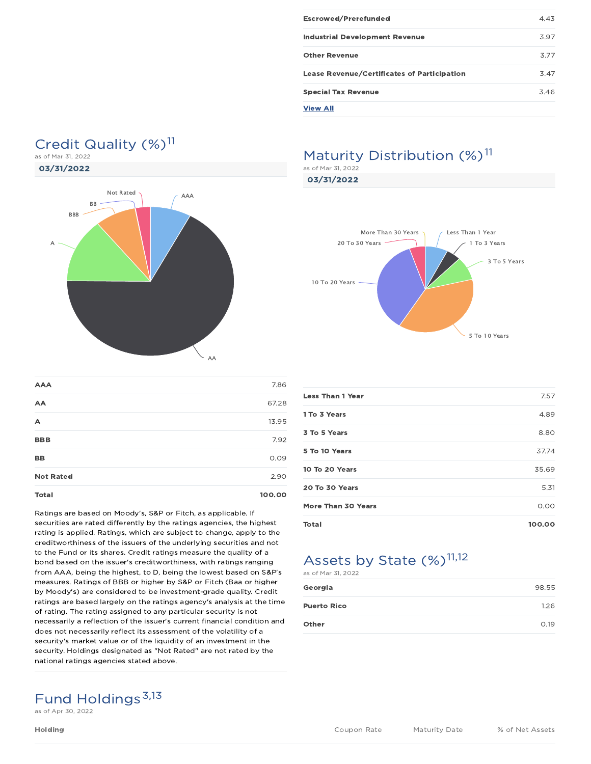| | |
|---|---|
| Escrowed/Prerefunded | 4.43 |
| Industrial Development Revenue | 3.97 |
| Other Revenue | 3.77 |
| Lease Revenue/Certificates of Participation | 3.47 |
| Special Tax Revenue | 3.46 |

View All

## Credit Quality (%)[11]

as of Mar 31, 2022

**03/31/2022**

| | |
|---|---|
| AAA | 7.86 |
| AA | 67.28 |
| A | 13.95 |
| BBB | 7.92 |
| BB | 0.09 |
| Not Rated | 2.90 |
| **Total** | **100.00** |

Ratings are based on Moody's, S&P or Fitch, as applicable. If securities are rated differently by the ratings agencies, the highest rating is applied. Ratings, which are subject to change, apply to the creditworthiness of the issuers of the underlying securities and not to the Fund or its shares. Credit ratings measure the quality of a bond based on the issuer's creditworthiness, with ratings ranging from AAA, being the highest, to D, being the lowest based on S&P's measures. Ratings of BBB or higher by S&P or Fitch (Baa or higher by Moody's) are considered to be investment-grade quality. Credit ratings are based largely on the ratings agency's analysis at the time of rating. The rating assigned to any particular security is not necessarily a reflection of the issuer's current financial condition and does not necessarily reflect its assessment of the volatility of a security's market value or of the liquidity of an investment in the security. Holdings designated as "Not Rated" are not rated by the national ratings agencies stated above.

## Maturity Distribution (%)[11]

as of Mar 31, 2022

**03/31/2022**

| | |
|---|---|
| Less Than 1 Year | 7.57 |
| 1 To 3 Years | 4.89 |
| 3 To 5 Years | 8.80 |
| 5 To 10 Years | 37.74 |
| 10 To 20 Years | 35.69 |
| 20 To 30 Years | 5.31 |
| More Than 30 Years | 0.00 |
| **Total** | **100.00** |

## Assets by State (%)[11,12]

as of Mar 31, 2022

| | |
|---|---|
| Georgia | 98.55 |
| Puerto Rico | 1.26 |
| Other | 0.19 |

## Fund Holdings[3,13]

as of Apr 30, 2022

| Holding | Coupon Rate | Maturity Date | % of Net Assets |
|---|---|---|---|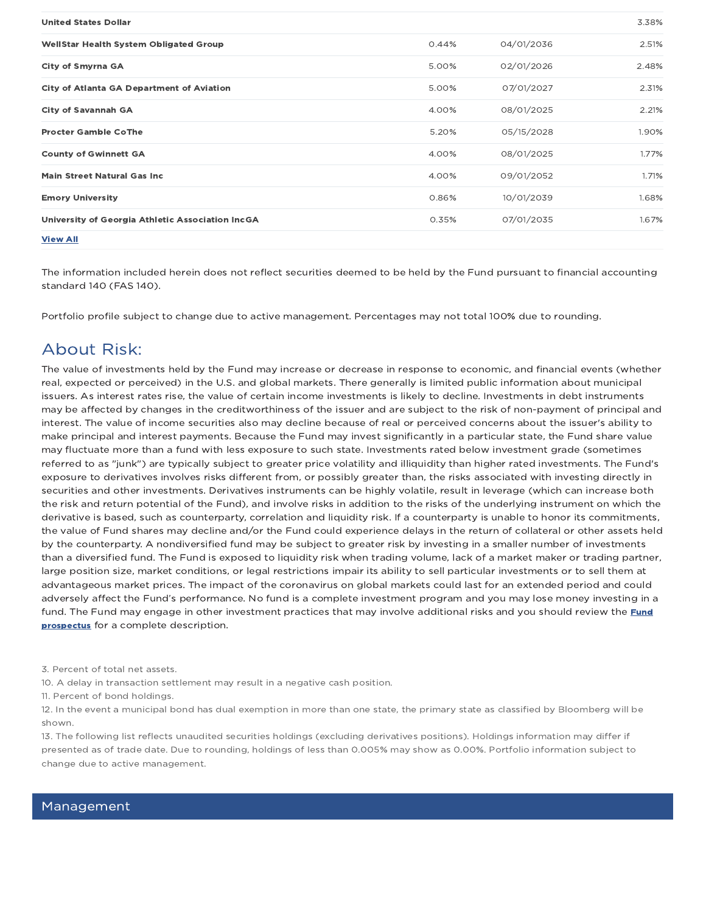| | | | |
|---|---|---|---|
| **United States Dollar** | | | 3.38% |
| **WellStar Health System Obligated Group** | 0.44% | 04/01/2036 | 2.51% |
| **City of Smyrna GA** | 5.00% | 02/01/2026 | 2.48% |
| **City of Atlanta GA Department of Aviation** | 5.00% | 07/01/2027 | 2.31% |
| **City of Savannah GA** | 4.00% | 08/01/2025 | 2.21% |
| **Procter Gamble CoThe** | 5.20% | 05/15/2028 | 1.90% |
| **County of Gwinnett GA** | 4.00% | 08/01/2025 | 1.77% |
| **Main Street Natural Gas Inc** | 4.00% | 09/01/2052 | 1.71% |
| **Emory University** | 0.86% | 10/01/2039 | 1.68% |
| **University of Georgia Athletic Association IncGA** | 0.35% | 07/01/2035 | 1.67% |

**View All**

The information included herein does not reflect securities deemed to be held by the Fund pursuant to financial accounting standard 140 (FAS 140).

Portfolio profile subject to change due to active management. Percentages may not total 100% due to rounding.

## About Risk:

The value of investments held by the Fund may increase or decrease in response to economic, and financial events (whether real, expected or perceived) in the U.S. and global markets. There generally is limited public information about municipal issuers. As interest rates rise, the value of certain income investments is likely to decline. Investments in debt instruments may be affected by changes in the creditworthiness of the issuer and are subject to the risk of non-payment of principal and interest. The value of income securities also may decline because of real or perceived concerns about the issuer's ability to make principal and interest payments. Because the Fund may invest significantly in a particular state, the Fund share value may fluctuate more than a fund with less exposure to such state. Investments rated below investment grade (sometimes referred to as "junk") are typically subject to greater price volatility and illiquidity than higher rated investments. The Fund's exposure to derivatives involves risks different from, or possibly greater than, the risks associated with investing directly in securities and other investments. Derivatives instruments can be highly volatile, result in leverage (which can increase both the risk and return potential of the Fund), and involve risks in addition to the risks of the underlying instrument on which the derivative is based, such as counterparty, correlation and liquidity risk. If a counterparty is unable to honor its commitments, the value of Fund shares may decline and/or the Fund could experience delays in the return of collateral or other assets held by the counterparty. A nondiversified fund may be subject to greater risk by investing in a smaller number of investments than a diversified fund. The Fund is exposed to liquidity risk when trading volume, lack of a market maker or trading partner, large position size, market conditions, or legal restrictions impair its ability to sell particular investments or to sell them at advantageous market prices. The impact of the coronavirus on global markets could last for an extended period and could adversely affect the Fund's performance. No fund is a complete investment program and you may lose money investing in a fund. The Fund may engage in other investment practices that may involve additional risks and you should review the **Fund prospectus** for a complete description.

3. Percent of total net assets.
10. A delay in transaction settlement may result in a negative cash position.
11. Percent of bond holdings.
12. In the event a municipal bond has dual exemption in more than one state, the primary state as classified by Bloomberg will be shown.
13. The following list reflects unaudited securities holdings (excluding derivatives positions). Holdings information may differ if presented as of trade date. Due to rounding, holdings of less than 0.005% may show as 0.00%. Portfolio information subject to change due to active management.

## Management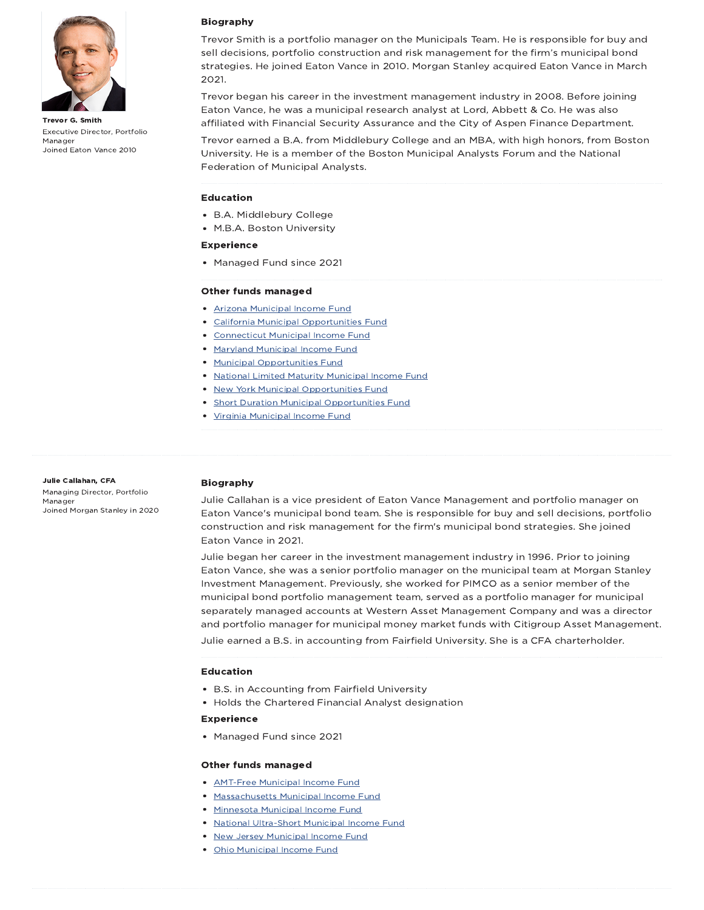**Trevor G. Smith**

Executive Director, Portfolio Manager

Joined Eaton Vance 2010

### Biography

Trevor Smith is a portfolio manager on the Municipals Team. He is responsible for buy and sell decisions, portfolio construction and risk management for the firm's municipal bond strategies. He joined Eaton Vance in 2010. Morgan Stanley acquired Eaton Vance in March 2021.

Trevor began his career in the investment management industry in 2008. Before joining Eaton Vance, he was a municipal research analyst at Lord, Abbett & Co. He was also affiliated with Financial Security Assurance and the City of Aspen Finance Department.

Trevor earned a B.A. from Middlebury College and an MBA, with high honors, from Boston University. He is a member of the Boston Municipal Analysts Forum and the National Federation of Municipal Analysts.

### Education

- B.A. Middlebury College
- M.B.A. Boston University

### Experience

- Managed Fund since 2021

### Other funds managed

- Arizona Municipal Income Fund
- California Municipal Opportunities Fund
- Connecticut Municipal Income Fund
- Maryland Municipal Income Fund
- Municipal Opportunities Fund
- National Limited Maturity Municipal Income Fund
- New York Municipal Opportunities Fund
- Short Duration Municipal Opportunities Fund
- Virginia Municipal Income Fund

---

**Julie Callahan, CFA**

Managing Director, Portfolio Manager

Joined Morgan Stanley in 2020

### Biography

Julie Callahan is a vice president of Eaton Vance Management and portfolio manager on Eaton Vance's municipal bond team. She is responsible for buy and sell decisions, portfolio construction and risk management for the firm's municipal bond strategies. She joined Eaton Vance in 2021.

Julie began her career in the investment management industry in 1996. Prior to joining Eaton Vance, she was a senior portfolio manager on the municipal team at Morgan Stanley Investment Management. Previously, she worked for PIMCO as a senior member of the municipal bond portfolio management team, served as a portfolio manager for municipal separately managed accounts at Western Asset Management Company and was a director and portfolio manager for municipal money market funds with Citigroup Asset Management.

Julie earned a B.S. in accounting from Fairfield University. She is a CFA charterholder.

### Education

- B.S. in Accounting from Fairfield University
- Holds the Chartered Financial Analyst designation

### Experience

- Managed Fund since 2021

### Other funds managed

- AMT-Free Municipal Income Fund
- Massachusetts Municipal Income Fund
- Minnesota Municipal Income Fund
- National Ultra-Short Municipal Income Fund
- New Jersey Municipal Income Fund
- Ohio Municipal Income Fund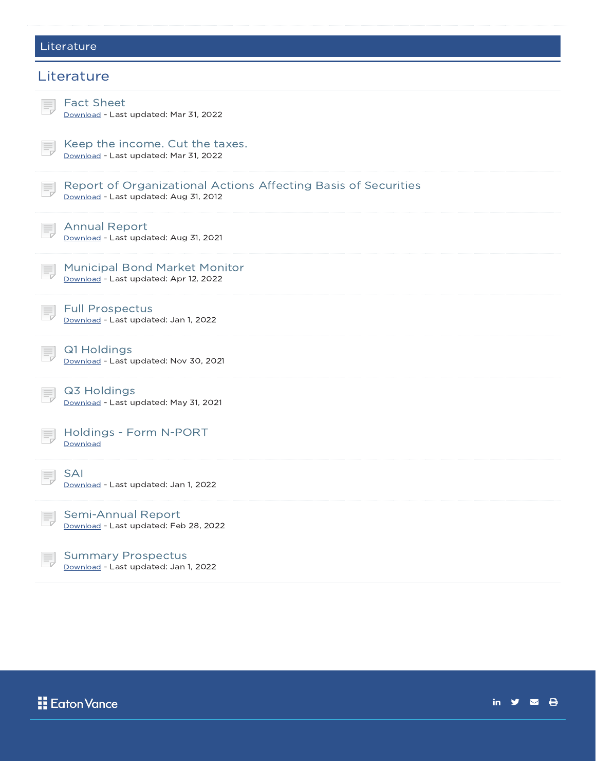## Literature

### Literature

**Fact Sheet**
Download - Last updated: Mar 31, 2022

**Keep the income. Cut the taxes.**
Download - Last updated: Mar 31, 2022

**Report of Organizational Actions Affecting Basis of Securities**
Download - Last updated: Aug 31, 2012

**Annual Report**
Download - Last updated: Aug 31, 2021

**Municipal Bond Market Monitor**
Download - Last updated: Apr 12, 2022

**Full Prospectus**
Download - Last updated: Jan 1, 2022

**Q1 Holdings**
Download - Last updated: Nov 30, 2021

**Q3 Holdings**
Download - Last updated: May 31, 2021

**Holdings - Form N-PORT**
Download

**SAI**
Download - Last updated: Jan 1, 2022

**Semi-Annual Report**
Download - Last updated: Feb 28, 2022

**Summary Prospectus**
Download - Last updated: Jan 1, 2022

Eaton Vance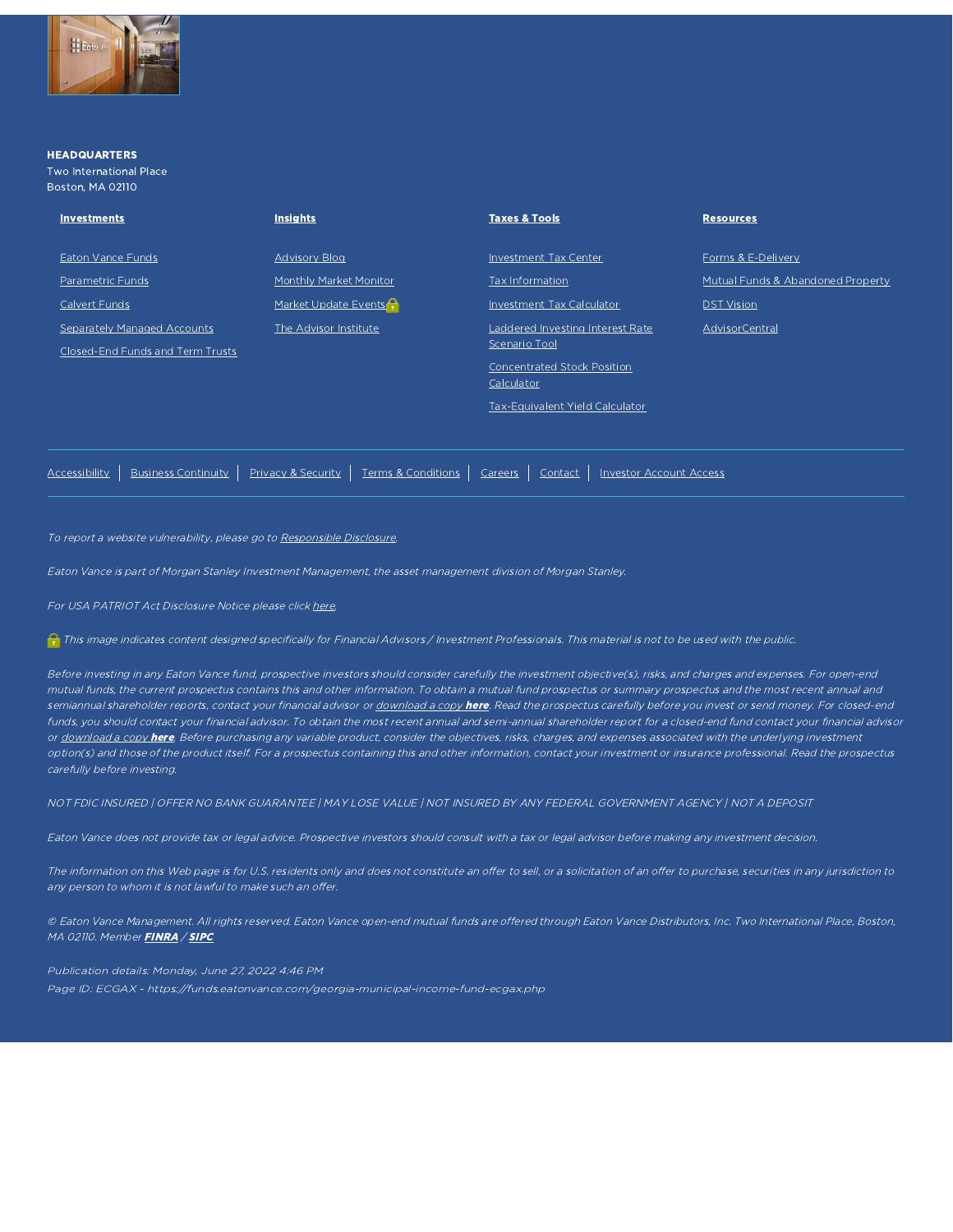**HEADQUARTERS**
Two International Place
Boston, MA 02110

**Investments**

- Eaton Vance Funds
- Parametric Funds
- Calvert Funds
- Separately Managed Accounts
- Closed-End Funds and Term Trusts

**Insights**

- Advisory Blog
- Monthly Market Monitor
- Market Update Events
- The Advisor Institute

**Taxes & Tools**

- Investment Tax Center
- Tax Information
- Investment Tax Calculator
- Laddered Investing Interest Rate Scenario Tool
- Concentrated Stock Position Calculator
- Tax-Equivalent Yield Calculator

**Resources**

- Forms & E-Delivery
- Mutual Funds & Abandoned Property
- DST Vision
- AdvisorCentral

Accessibility | Business Continuity | Privacy & Security | Terms & Conditions | Careers | Contact | Investor Account Access

*To report a website vulnerability, please go to Responsible Disclosure.*

*Eaton Vance is part of Morgan Stanley Investment Management, the asset management division of Morgan Stanley.*

*For USA PATRIOT Act Disclosure Notice please click here.*

*This image indicates content designed specifically for Financial Advisors / Investment Professionals. This material is not to be used with the public.*

*Before investing in any Eaton Vance fund, prospective investors should consider carefully the investment objective(s), risks, and charges and expenses. For open-end mutual funds, the current prospectus contains this and other information. To obtain a mutual fund prospectus or summary prospectus and the most recent annual and semiannual shareholder reports, contact your financial advisor or download a copy **here**. Read the prospectus carefully before you invest or send money. For closed-end funds, you should contact your financial advisor. To obtain the most recent annual and semi-annual shareholder report for a closed-end fund contact your financial advisor or download a copy **here**. Before purchasing any variable product, consider the objectives, risks, charges, and expenses associated with the underlying investment option(s) and those of the product itself. For a prospectus containing this and other information, contact your investment or insurance professional. Read the prospectus carefully before investing.*

*NOT FDIC INSURED | OFFER NO BANK GUARANTEE | MAY LOSE VALUE | NOT INSURED BY ANY FEDERAL GOVERNMENT AGENCY | NOT A DEPOSIT*

*Eaton Vance does not provide tax or legal advice. Prospective investors should consult with a tax or legal advisor before making any investment decision.*

*The information on this Web page is for U.S. residents only and does not constitute an offer to sell, or a solicitation of an offer to purchase, securities in any jurisdiction to any person to whom it is not lawful to make such an offer.*

*© Eaton Vance Management. All rights reserved. Eaton Vance open-end mutual funds are offered through Eaton Vance Distributors, Inc. Two International Place, Boston, MA 02110. Member **FINRA** / **SIPC***

*Publication details: Monday, June 27, 2022 4:46 PM*
*Page ID: ECGAX - https://funds.eatonvance.com/georgia-municipal-income-fund-ecgax.php*